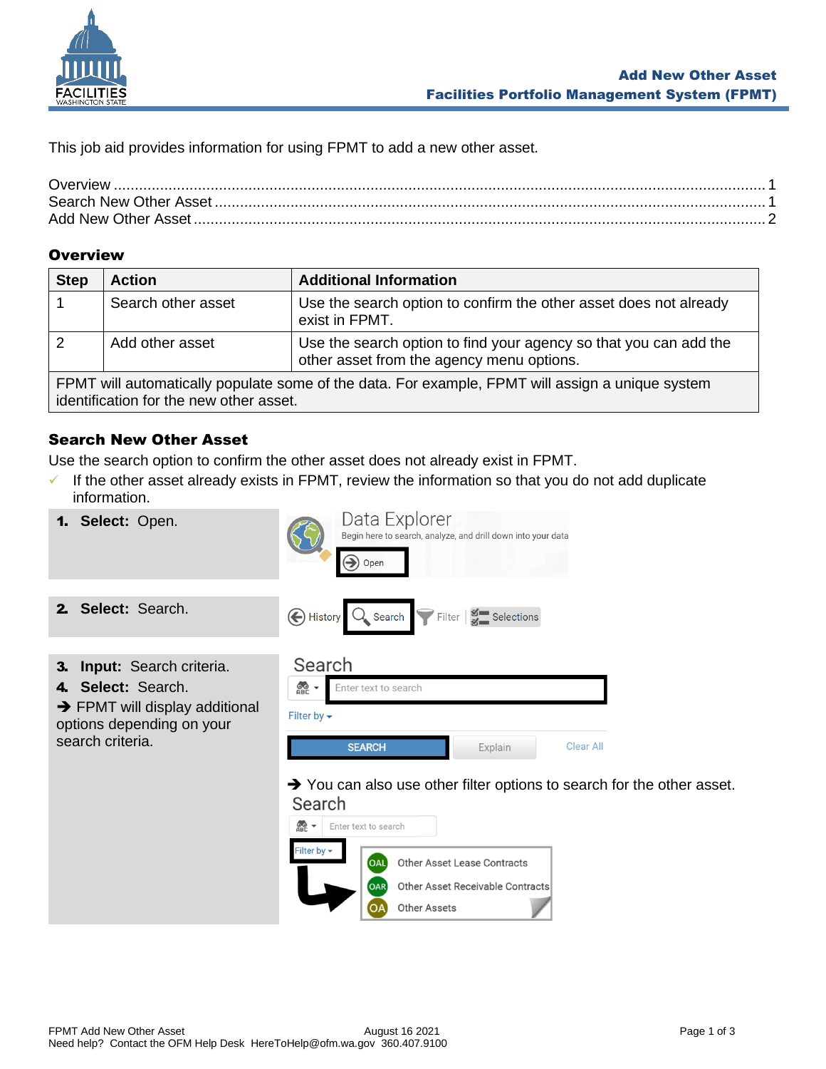# Add New Other Asset
## Facilities Portfolio Management System (FPMT)

This job aid provides information for using FPMT to add a new other asset.

Overview ........................................................................................................................... 1
Search New Other Asset ..................................................................................................... 1
Add New Other Asset ......................................................................................................... 2

## Overview

| Step | Action | Additional Information |
|---|---|---|
| 1 | Search other asset | Use the search option to confirm the other asset does not already exist in FPMT. |
| 2 | Add other asset | Use the search option to find your agency so that you can add the other asset from the agency menu options. |
| FPMT will automatically populate some of the data. For example, FPMT will assign a unique system identification for the new other asset. | | |

## Search New Other Asset

Use the search option to confirm the other asset does not already exist in FPMT.

- ✓ If the other asset already exists in FPMT, review the information so that you do not add duplicate information.

**1. Select:** Open.

**2. Select:** Search.

**3. Input:** Search criteria.

**4. Select:** Search.

➔ FPMT will display additional options depending on your search criteria.

➔ You can also use other filter options to search for the other asset.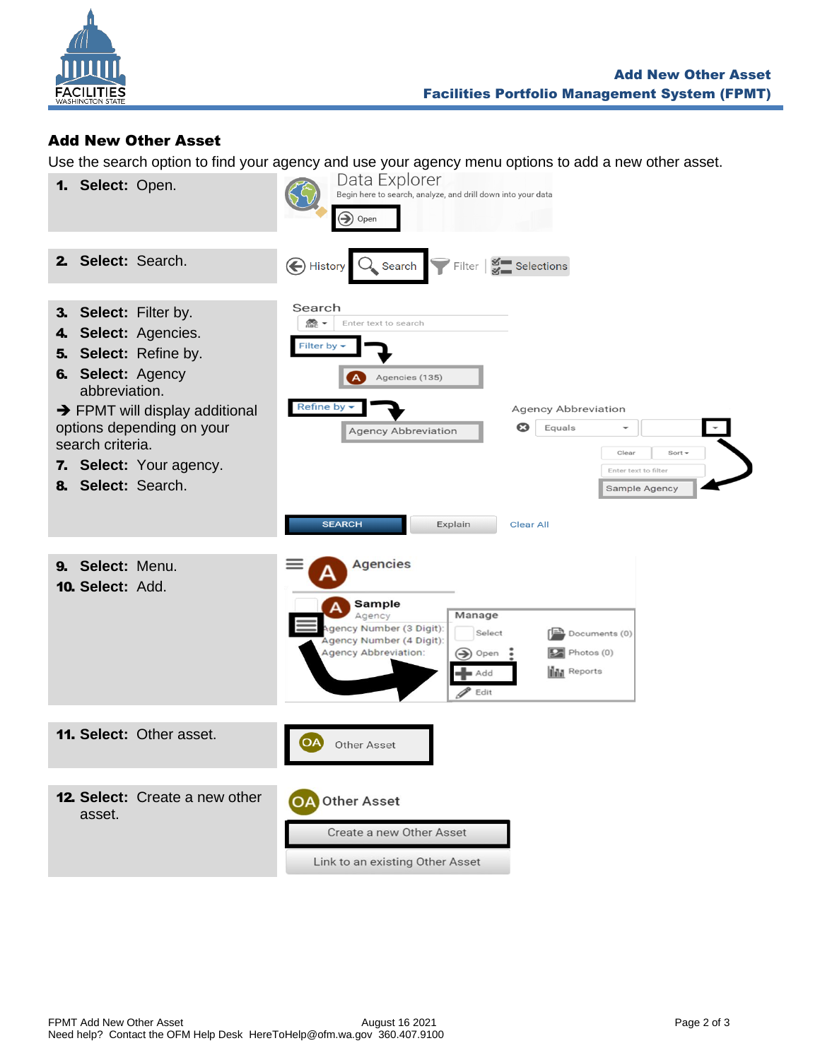## Add New Other Asset

Use the search option to find your agency and use your agency menu options to add a new other asset.

1. **Select:** Open.
2. **Select:** Search.
3. **Select:** Filter by.
4. **Select:** Agencies.
5. **Select:** Refine by.
6. **Select:** Agency abbreviation.

➔ FPMT will display additional options depending on your search criteria.

7. **Select:** Your agency.
8. **Select:** Search.
9. **Select:** Menu.
10. **Select:** Add.
11. **Select:** Other asset.
12. **Select:** Create a new other asset.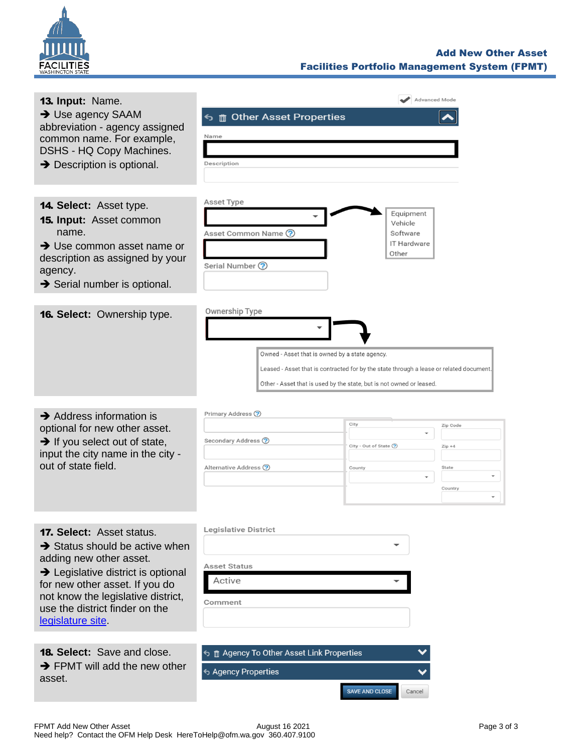**13. Input:** Name.

➔ Use agency SAAM abbreviation - agency assigned common name. For example, DSHS - HQ Copy Machines.

➔ Description is optional.

Advanced Mode

Other Asset Properties

Name

Description

**14. Select:** Asset type.

**15. Input:** Asset common name.

➔ Use common asset name or description as assigned by your agency.

➔ Serial number is optional.

Asset Type

Asset Common Name

Serial Number

Equipment
Vehicle
Software
IT Hardware
Other

**16. Select:** Ownership type.

Ownership Type

Owned - Asset that is owned by a state agency.

Leased - Asset that is contracted for by the state through a lease or related document.

Other - Asset that is used by the state, but is not owned or leased.

➔ Address information is optional for new other asset.

➔ If you select out of state, input the city name in the city - out of state field.

Primary Address

Secondary Address

Alternative Address

City

Zip Code

City - Out of State

Zip +4

County

State

Country

**17. Select:** Asset status.

➔ Status should be active when adding new other asset.

➔ Legislative district is optional for new other asset. If you do not know the legislative district, use the district finder on the [legislature site](legislature site).

Legislative District

Asset Status

Active

Comment

**18. Select:** Save and close.

➔ FPMT will add the new other asset.

Agency To Other Asset Link Properties

Agency Properties

SAVE AND CLOSE

Cancel

Need help? Contact the OFM Help Desk HereToHelp@ofm.wa.gov 360.407.9100